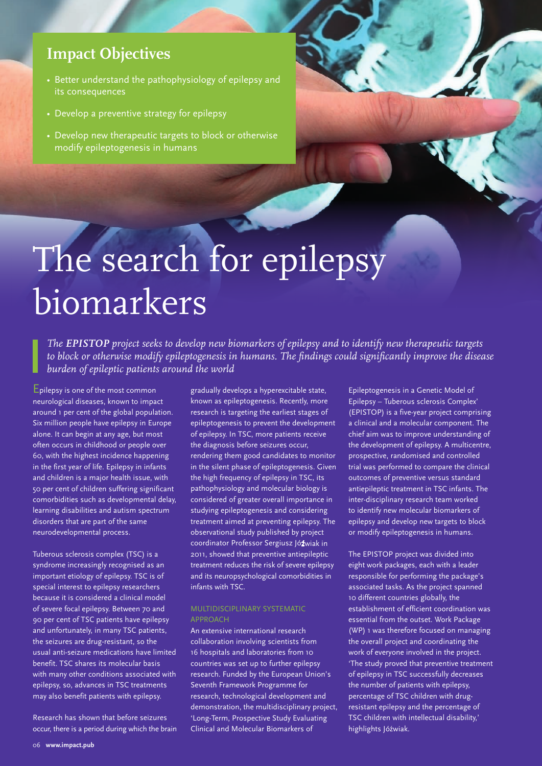## Impact Objectives

- Better understand the pathophysiology of epilepsy and its consequences
- Develop a preventive strategy for epilepsy
- Develop new therapeutic targets to block or otherwise modify epileptogenesis in humans

# The search for epilepsy biomarkers

*The **EPISTOP** project seeks to develop new biomarkers of epilepsy and to identify new therapeutic targets to block or otherwise modify epileptogenesis in humans. The findings could significantly improve the disease burden of epileptic patients around the world*

Epilepsy is one of the most common neurological diseases, known to impact around 1 per cent of the global population. Six million people have epilepsy in Europe alone. It can begin at any age, but most often occurs in childhood or people over 60, with the highest incidence happening in the first year of life. Epilepsy in infants and children is a major health issue, with 50 per cent of children suffering significant comorbidities such as developmental delay, learning disabilities and autism spectrum disorders that are part of the same neurodevelopmental process.

Tuberous sclerosis complex (TSC) is a syndrome increasingly recognised as an important etiology of epilepsy. TSC is of special interest to epilepsy researchers because it is considered a clinical model of severe focal epilepsy. Between 70 and 90 per cent of TSC patients have epilepsy and unfortunately, in many TSC patients, the seizures are drug-resistant, so the usual anti-seizure medications have limited benefit. TSC shares its molecular basis with many other conditions associated with epilepsy, so, advances in TSC treatments may also benefit patients with epilepsy.

Research has shown that before seizures occur, there is a period during which the brain gradually develops a hyperexcitable state, known as epileptogenesis. Recently, more research is targeting the earliest stages of epileptogenesis to prevent the development of epilepsy. In TSC, more patients receive the diagnosis before seizures occur, rendering them good candidates to monitor in the silent phase of epileptogenesis. Given the high frequency of epilepsy in TSC, its pathophysiology and molecular biology is considered of greater overall importance in studying epileptogenesis and considering treatment aimed at preventing epilepsy. The observational study published by project coordinator Professor Sergiusz Jóźwiak in 2011, showed that preventive antiepileptic treatment reduces the risk of severe epilepsy and its neuropsychological comorbidities in infants with TSC.

### MULTIDISCIPLINARY SYSTEMATIC APPROACH

An extensive international research collaboration involving scientists from 16 hospitals and laboratories from 10 countries was set up to further epilepsy research. Funded by the European Union's Seventh Framework Programme for research, technological development and demonstration, the multidisciplinary project, 'Long-Term, Prospective Study Evaluating Clinical and Molecular Biomarkers of Epileptogenesis in a Genetic Model of Epilepsy – Tuberous sclerosis Complex' (EPISTOP) is a five-year project comprising a clinical and a molecular component. The chief aim was to improve understanding of the development of epilepsy. A multicentre, prospective, randomised and controlled trial was performed to compare the clinical outcomes of preventive versus standard antiepileptic treatment in TSC infants. The inter-disciplinary research team worked to identify new molecular biomarkers of epilepsy and develop new targets to block or modify epileptogenesis in humans.

The EPISTOP project was divided into eight work packages, each with a leader responsible for performing the package's associated tasks. As the project spanned 10 different countries globally, the establishment of efficient coordination was essential from the outset. Work Package (WP) 1 was therefore focused on managing the overall project and coordinating the work of everyone involved in the project. 'The study proved that preventive treatment of epilepsy in TSC successfully decreases the number of patients with epilepsy, percentage of TSC children with drug-resistant epilepsy and the percentage of TSC children with intellectual disability,' highlights Jóźwiak.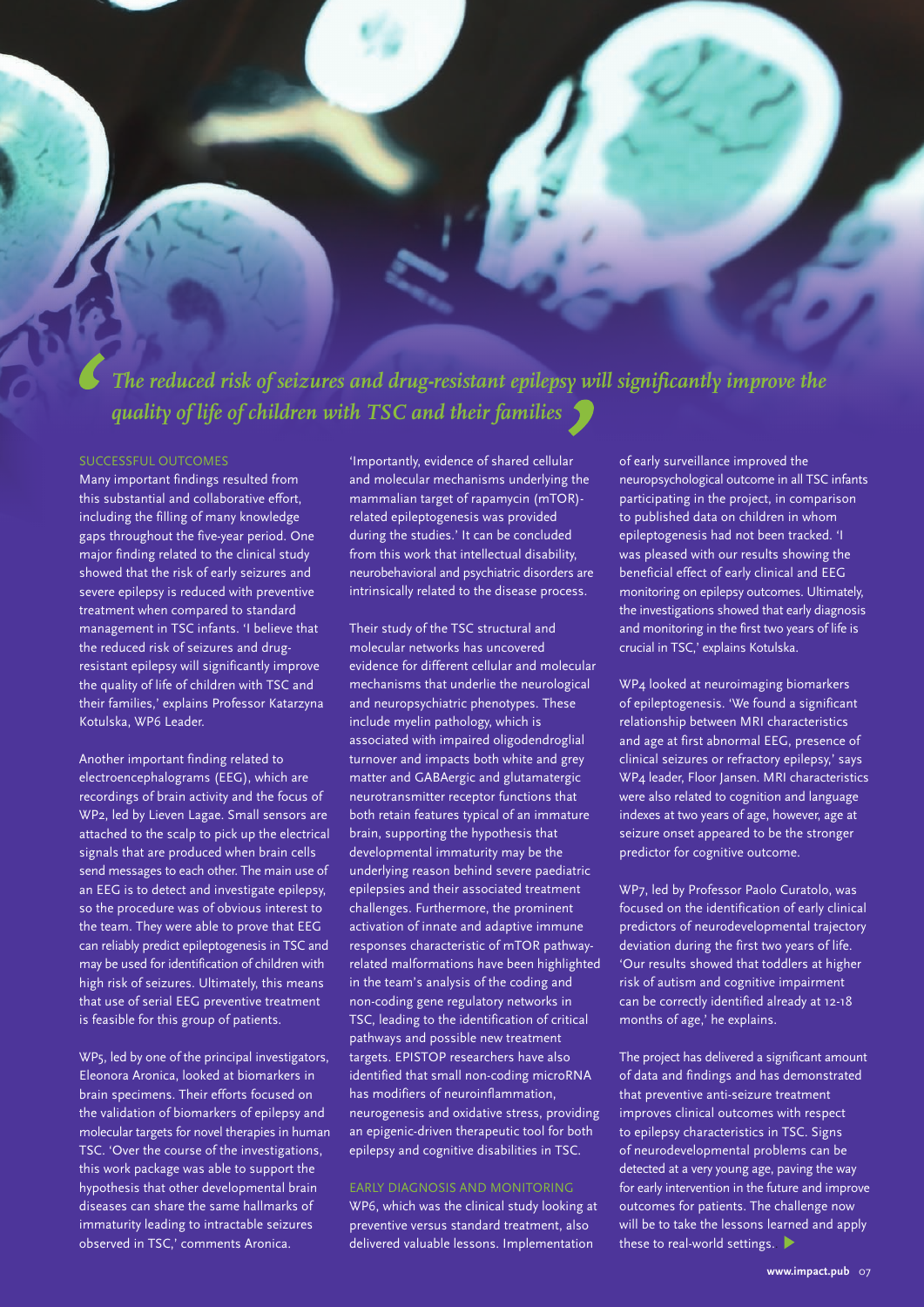*The reduced risk of seizures and drug-resistant epilepsy will significantly improve the quality of life of children with TSC and their families*

## SUCCESSFUL OUTCOMES

Many important findings resulted from this substantial and collaborative effort, including the filling of many knowledge gaps throughout the five-year period. One major finding related to the clinical study showed that the risk of early seizures and severe epilepsy is reduced with preventive treatment when compared to standard management in TSC infants. 'I believe that the reduced risk of seizures and drug-resistant epilepsy will significantly improve the quality of life of children with TSC and their families,' explains Professor Katarzyna Kotulska, WP6 Leader.

Another important finding related to electroencephalograms (EEG), which are recordings of brain activity and the focus of WP2, led by Lieven Lagae. Small sensors are attached to the scalp to pick up the electrical signals that are produced when brain cells send messages to each other. The main use of an EEG is to detect and investigate epilepsy, so the procedure was of obvious interest to the team. They were able to prove that EEG can reliably predict epileptogenesis in TSC and may be used for identification of children with high risk of seizures. Ultimately, this means that use of serial EEG preventive treatment is feasible for this group of patients.

WP5, led by one of the principal investigators, Eleonora Aronica, looked at biomarkers in brain specimens. Their efforts focused on the validation of biomarkers of epilepsy and molecular targets for novel therapies in human TSC. 'Over the course of the investigations, this work package was able to support the hypothesis that other developmental brain diseases can share the same hallmarks of immaturity leading to intractable seizures observed in TSC,' comments Aronica. 'Importantly, evidence of shared cellular and molecular mechanisms underlying the mammalian target of rapamycin (mTOR)-related epileptogenesis was provided during the studies.' It can be concluded from this work that intellectual disability, neurobehavioral and psychiatric disorders are intrinsically related to the disease process.

Their study of the TSC structural and molecular networks has uncovered evidence for different cellular and molecular mechanisms that underlie the neurological and neuropsychiatric phenotypes. These include myelin pathology, which is associated with impaired oligodendroglial turnover and impacts both white and grey matter and GABAergic and glutamatergic neurotransmitter receptor functions that both retain features typical of an immature brain, supporting the hypothesis that developmental immaturity may be the underlying reason behind severe paediatric epilepsies and their associated treatment challenges. Furthermore, the prominent activation of innate and adaptive immune responses characteristic of mTOR pathway-related malformations have been highlighted in the team's analysis of the coding and non-coding gene regulatory networks in TSC, leading to the identification of critical pathways and possible new treatment targets. EPISTOP researchers have also identified that small non-coding microRNA has modifiers of neuroinflammation, neurogenesis and oxidative stress, providing an epigenic-driven therapeutic tool for both epilepsy and cognitive disabilities in TSC.

## EARLY DIAGNOSIS AND MONITORING

WP6, which was the clinical study looking at preventive versus standard treatment, also delivered valuable lessons. Implementation of early surveillance improved the neuropsychological outcome in all TSC infants participating in the project, in comparison to published data on children in whom epileptogenesis had not been tracked. 'I was pleased with our results showing the beneficial effect of early clinical and EEG monitoring on epilepsy outcomes. Ultimately, the investigations showed that early diagnosis and monitoring in the first two years of life is crucial in TSC,' explains Kotulska.

WP4 looked at neuroimaging biomarkers of epileptogenesis. 'We found a significant relationship between MRI characteristics and age at first abnormal EEG, presence of clinical seizures or refractory epilepsy,' says WP4 leader, Floor Jansen. MRI characteristics were also related to cognition and language indexes at two years of age, however, age at seizure onset appeared to be the stronger predictor for cognitive outcome.

WP7, led by Professor Paolo Curatolo, was focused on the identification of early clinical predictors of neurodevelopmental trajectory deviation during the first two years of life. 'Our results showed that toddlers at higher risk of autism and cognitive impairment can be correctly identified already at 12-18 months of age,' he explains.

The project has delivered a significant amount of data and findings and has demonstrated that preventive anti-seizure treatment improves clinical outcomes with respect to epilepsy characteristics in TSC. Signs of neurodevelopmental problems can be detected at a very young age, paving the way for early intervention in the future and improve outcomes for patients. The challenge now will be to take the lessons learned and apply these to real-world settings.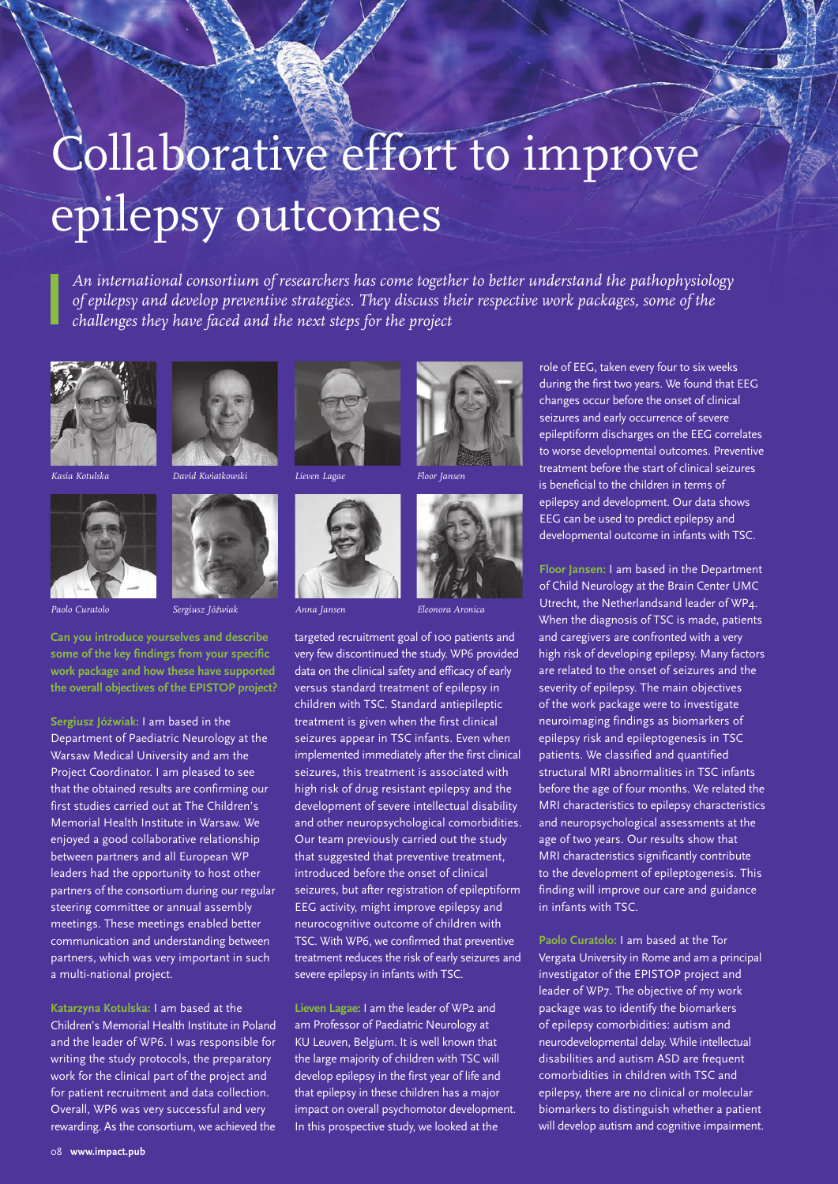# Collaborative effort to improve epilepsy outcomes

*An international consortium of researchers has come together to better understand the pathophysiology of epilepsy and develop preventive strategies. They discuss their respective work packages, some of the challenges they have faced and the next steps for the project*

*Kasia Kotulska* *David Kwiatkowski* *Lieven Lagae* *Floor Jansen*

*Paolo Curatolo* *Sergiusz Jóźwiak* *Anna Jansen* *Eleonora Aronica*

**Can you introduce yourselves and describe some of the key findings from your specific work package and how these have supported the overall objectives of the EPISTOP project?**

**Sergiusz Jóźwiak:** I am based in the Department of Paediatric Neurology at the Warsaw Medical University and am the Project Coordinator. I am pleased to see that the obtained results are confirming our first studies carried out at The Children's Memorial Health Institute in Warsaw. We enjoyed a good collaborative relationship between partners and all European WP leaders had the opportunity to host other partners of the consortium during our regular steering committee or annual assembly meetings. These meetings enabled better communication and understanding between partners, which was very important in such a multi-national project.

**Katarzyna Kotulska:** I am based at the Children's Memorial Health Institute in Poland and the leader of WP6. I was responsible for writing the study protocols, the preparatory work for the clinical part of the project and for patient recruitment and data collection. Overall, WP6 was very successful and very rewarding. As the consortium, we achieved the targeted recruitment goal of 100 patients and very few discontinued the study. WP6 provided data on the clinical safety and efficacy of early versus standard treatment of epilepsy in children with TSC. Standard antiepileptic treatment is given when the first clinical seizures appear in TSC infants. Even when implemented immediately after the first clinical seizures, this treatment is associated with high risk of drug resistant epilepsy and the development of severe intellectual disability and other neuropsychological comorbidities. Our team previously carried out the study that suggested that preventive treatment, introduced before the onset of clinical seizures, but after registration of epileptiform EEG activity, might improve epilepsy and neurocognitive outcome of children with TSC. With WP6, we confirmed that preventive treatment reduces the risk of early seizures and severe epilepsy in infants with TSC.

**Lieven Lagae:** I am the leader of WP2 and am Professor of Paediatric Neurology at KU Leuven, Belgium. It is well known that the large majority of children with TSC will develop epilepsy in the first year of life and that epilepsy in these children has a major impact on overall psychomotor development. In this prospective study, we looked at the role of EEG, taken every four to six weeks during the first two years. We found that EEG changes occur before the onset of clinical seizures and early occurrence of severe epileptiform discharges on the EEG correlates to worse developmental outcomes. Preventive treatment before the start of clinical seizures is beneficial to the children in terms of epilepsy and development. Our data shows EEG can be used to predict epilepsy and developmental outcome in infants with TSC.

**Floor Jansen:** I am based in the Department of Child Neurology at the Brain Center UMC Utrecht, the Netherlandsand leader of WP4. When the diagnosis of TSC is made, patients and caregivers are confronted with a very high risk of developing epilepsy. Many factors are related to the onset of seizures and the severity of epilepsy. The main objectives of the work package were to investigate neuroimaging findings as biomarkers of epilepsy risk and epileptogenesis in TSC patients. We classified and quantified structural MRI abnormalities in TSC infants before the age of four months. We related the MRI characteristics to epilepsy characteristics and neuropsychological assessments at the age of two years. Our results show that MRI characteristics significantly contribute to the development of epileptogenesis. This finding will improve our care and guidance in infants with TSC.

**Paolo Curatolo:** I am based at the Tor Vergata University in Rome and am a principal investigator of the EPISTOP project and leader of WP7. The objective of my work package was to identify the biomarkers of epilepsy comorbidities: autism and neurodevelopmental delay. While intellectual disabilities and autism ASD are frequent comorbidities in children with TSC and epilepsy, there are no clinical or molecular biomarkers to distinguish whether a patient will develop autism and cognitive impairment.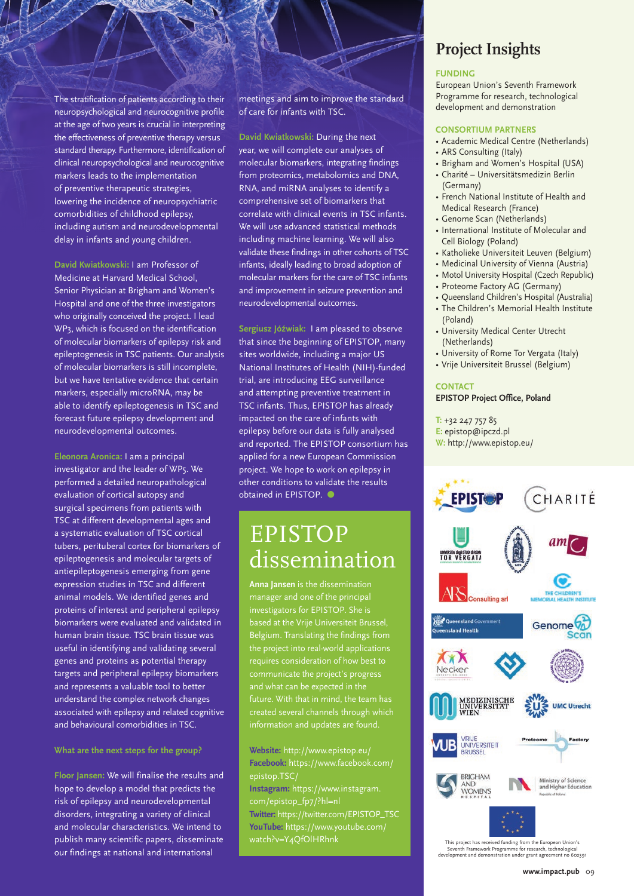The stratification of patients according to their neuropsychological and neurocognitive profile at the age of two years is crucial in interpreting the effectiveness of preventive therapy versus standard therapy. Furthermore, identification of clinical neuropsychological and neurocognitive markers leads to the implementation of preventive therapeutic strategies, lowering the incidence of neuropsychiatric comorbidities of childhood epilepsy, including autism and neurodevelopmental delay in infants and young children.

**David Kwiatkowski:** I am Professor of Medicine at Harvard Medical School, Senior Physician at Brigham and Women's Hospital and one of the three investigators who originally conceived the project. I lead WP3, which is focused on the identification of molecular biomarkers of epilepsy risk and epileptogenesis in TSC patients. Our analysis of molecular biomarkers is still incomplete, but we have tentative evidence that certain markers, especially microRNA, may be able to identify epileptogenesis in TSC and forecast future epilepsy development and neurodevelopmental outcomes.

**Eleonora Aronica:** I am a principal investigator and the leader of WP5. We performed a detailed neuropathological evaluation of cortical autopsy and surgical specimens from patients with TSC at different developmental ages and a systematic evaluation of TSC cortical tubers, perituberal cortex for biomarkers of epileptogenesis and molecular targets of antiepileptogenesis emerging from gene expression studies in TSC and different animal models. We identified genes and proteins of interest and peripheral epilepsy biomarkers were evaluated and validated in human brain tissue. TSC brain tissue was useful in identifying and validating several genes and proteins as potential therapy targets and peripheral epilepsy biomarkers and represents a valuable tool to better understand the complex network changes associated with epilepsy and related cognitive and behavioural comorbidities in TSC.

**What are the next steps for the group?**

**Floor Jansen:** We will finalise the results and hope to develop a model that predicts the risk of epilepsy and neurodevelopmental disorders, integrating a variety of clinical and molecular characteristics. We intend to publish many scientific papers, disseminate our findings at national and international meetings and aim to improve the standard of care for infants with TSC.

**David Kwiatkowski:** During the next year, we will complete our analyses of molecular biomarkers, integrating findings from proteomics, metabolomics and DNA, RNA, and miRNA analyses to identify a comprehensive set of biomarkers that correlate with clinical events in TSC infants. We will use advanced statistical methods including machine learning. We will also validate these findings in other cohorts of TSC infants, ideally leading to broad adoption of molecular markers for the care of TSC infants and improvement in seizure prevention and neurodevelopmental outcomes.

**Sergiusz Jóźwiak:** I am pleased to observe that since the beginning of EPISTOP, many sites worldwide, including a major US National Institutes of Health (NIH)-funded trial, are introducing EEG surveillance and attempting preventive treatment in TSC infants. Thus, EPISTOP has already impacted on the care of infants with epilepsy before our data is fully analysed and reported. The EPISTOP consortium has applied for a new European Commission project. We hope to work on epilepsy in other conditions to validate the results obtained in EPISTOP.

## EPISTOP dissemination

**Anna Jansen** is the dissemination manager and one of the principal investigators for EPISTOP. She is based at the Vrije Universiteit Brussel, Belgium. Translating the findings from the project into real-world applications requires consideration of how best to communicate the project's progress and what can be expected in the future. With that in mind, the team has created several channels through which information and updates are found.

**Website:** http://www.epistop.eu/
**Facebook:** https://www.facebook.com/epistop.TSC/
**Instagram:** https://www.instagram.com/epistop_fp7/?hl=nl
**Twitter:** https://twitter.com/EPISTOP_TSC
**YouTube:** https://www.youtube.com/watch?v=Y4QfOlHRhnk

## Project Insights

### FUNDING

European Union's Seventh Framework Programme for research, technological development and demonstration

### CONSORTIUM PARTNERS

- Academic Medical Centre (Netherlands)
- ARS Consulting (Italy)
- Brigham and Women's Hospital (USA)
- Charité – Universitätsmedizin Berlin (Germany)
- French National Institute of Health and Medical Research (France)
- Genome Scan (Netherlands)
- International Institute of Molecular and Cell Biology (Poland)
- Katholieke Universiteit Leuven (Belgium)
- Medicinal University of Vienna (Austria)
- Motol University Hospital (Czech Republic)
- Proteome Factory AG (Germany)
- Queensland Children's Hospital (Australia)
- The Children's Memorial Health Institute (Poland)
- University Medical Center Utrecht (Netherlands)
- University of Rome Tor Vergata (Italy)
- Vrije Universiteit Brussel (Belgium)

### CONTACT

**EPISTOP Project Office, Poland**

**T:** +32 247 757 85
**E:** epistop@ipczd.pl
**W:** http://www.epistop.eu/

This project has received funding from the European Union's Seventh Framework Programme for research, technological development and demonstration under grant agreement no 602391